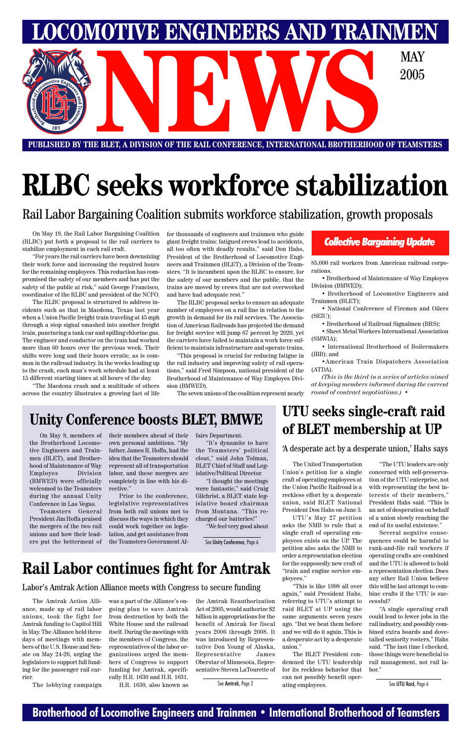# LOCOMOTIVE ENGINEERS AND TRAINMEN NEWS

MAY 2005

PUBLISHED BY THE BLET, A DIVISION OF THE RAIL CONFERENCE, INTERNATIONAL BROTHERHOOD OF TEAMSTERS

# RLBC seeks workforce stabilization

## Rail Labor Bargaining Coalition submits workforce stabilization, growth proposals

On May 19, the Rail Labor Bargaining Coalition (RLBC) put forth a proposal to the rail carriers to stabilize employment in each rail craft.

"For years the rail carriers have been downsizing their work force and increasing the required hours for the remaining employees. This reduction has compromised the safety of our members and has put the safety of the public at risk," said George Francisco, coordinator of the RLBC and president of the NCFO.

The RLBC proposal is structured to address incidents such as that in Macdona, Texas last year when a Union Pacific freight train traveling at 45 mph through a stop signal smashed into another freight train, puncturing a tank car and spilling chlorine gas. The engineer and conductor on the train had worked more than 60 hours over the previous week. Their shifts were long and their hours erratic, as is common in the railroad industry. In the weeks leading up to the crash, each man's work schedule had at least 15 different starting times at all hours of the day.

"The Macdona crash and a multitude of others across the country illustrates a growing fact of life for thousands of engineers and trainmen who guide giant freight trains: fatigued crews lead to accidents, all too often with deadly results," said Don Hahs, President of the Brotherhood of Locomotive Engineers and Trainmen (BLET), a Division of the Teamsters. "It is incumbent upon the RLBC to ensure, for the safety of our members and the public, that the trains are moved by crews that are not overworked and have had adequate rest."

The RLBC proposal seeks to ensure an adequate number of employees on a rail line in relation to the growth in demand for its rail services. The Association of American Railroads has projected the demand for freight service will jump 67 percent by 2020, yet the carriers have failed to maintain a work force sufficient to maintain infrastructure and operate trains.

"This proposal is crucial for reducing fatigue in the rail industry and improving safety of rail operations," said Fred Simpson, national president of the Brotherhood of Maintenance of Way Employes Division (BMWED).

The seven unions of the coalition represent nearly 85,000 rail workers from American railroad corporations.

- Brotherhood of Maintenance of Way Employes Division (BMWED);
- Brotherhood of Locomotive Engineers and Trainmen (BLET);
- National Conference of Firemen and Oilers (SEIU);
- Brotherhood of Railroad Signalmen (BRS);
- Sheet Metal Workers International Association (SMWIA);
- International Brotherhood of Boilermakers (IBB); and
- American Train Dispatchers Association (ATDA).

*(This is the third in a series of articles aimed at keeping members informed during the current round of contract negotiations.)* •

**Collective Bargaining Update**

# Unity Conference boosts BLET, BMWE

On May 8, members of the Brotherhood Locomotive Engineers and Trainmen (BLET), and Brotherhood of Maintenance of Way Employes Division (BMWED) were officially welcomed to the Teamsters during the annual Unity Conference in Las Vegas.

Teamsters General President Jim Hoffa praised the mergers of the two rail unions and how their leaders put the betterment of their members ahead of their own personal ambitions. "My father, James R. Hoffa, had the idea that the Teamsters should represent all of transportation labor, and these mergers are completely in line with his directive."

Prior to the conference, legislative representatives from both rail unions met to discuss the ways in which they could work together on legislation, and get assistance from the Teamsters Government Affairs Department.

"It's dynamite to have the Teamsters' political clout," said John Tolman, BLET Chief of Staff and Legislative/Political Director.

"I thought the meetings were fantastic," said Craig Gilchrist, a BLET state legislative board chairman from Montana. "This recharged our batteries!"

"We feel very good about

See Unity Conference, Page 6

# UTU seeks single-craft raid of BLET membership at UP

## 'A desperate act by a desperate union,' Hahs says

The United Transportation Union's petition for a single craft of operating employees at the Union Pacific Railroad is a reckless effort by a desperate union, said BLET National President Don Hahs on June 3.

UTU's May 27 petition asks the NMB to rule that a single craft of operating employees exists on the UP. The petition also asks the NMB to order a representation election for the supposedly new craft of "train and engine service employees."

"This is like 1998 all over again," said President Hahs, referring to UTU's attempt to raid BLET at UP using the same arguments seven years ago. "But we beat them before and we will do it again. This is a desperate act by a desperate union."

The BLET President condemned the UTU leadership for its reckless behavior that can not possibly benefit operating employees.

"The UTU leaders are only concerned with self-preservation of the UTU enterprise, not with representing the best interests of their members," President Hahs said. "This is an act of desperation on behalf of a union slowly reaching the end of its useful existence."

Several negative consequences could be harmful to rank-and-file rail workers if operating crafts are combined and the UTU is allowed to hold a representation election. Does any other Rail Union believe this will be last attempt to combine crafts if the UTU is successful?

"A single operating craft could lead to fewer jobs in the rail industry, and possibly combined extra boards and dovetailed seniority rosters," Hahs said. "The last time I checked, those things were beneficial to rail management, not rail labor."

See UTU Raid, Page 6

# Rail Labor continues fight for Amtrak

## Labor's Amtrak Action Alliance meets with Congress to secure funding

The Amtrak Action Alliance, made up of rail labor unions, took the fight for Amtrak funding to Capitol Hill in May. The Alliance held three days of meetings with members of the U.S. House and Senate on May 24-26, urging the legislators to support full funding for the passenger rail carrier.

The lobbying campaign was a part of the Alliance's ongoing plan to save Amtrak from destruction by both the White House and the railroad itself. During the meetings with the members of Congress, the representatives of the labor organizations urged the members of Congress to support funding for Amtrak, specifically H.R. 1630 and H.R. 1631.

H.R. 1630, also known as the Amtrak Reauthorization Act of 2005, would authorize $2 billion in appropriations for the benefit of Amtrak for fiscal years 2006 through 2008. It was introduced by Representative Don Young of Alaska, Representative James Oberstar of Minnesota, Representative Steven LaTourette of

See Amtrak, Page 2

Brotherhood of Locomotive Engineers and Trainmen • International Brotherhood of Teamsters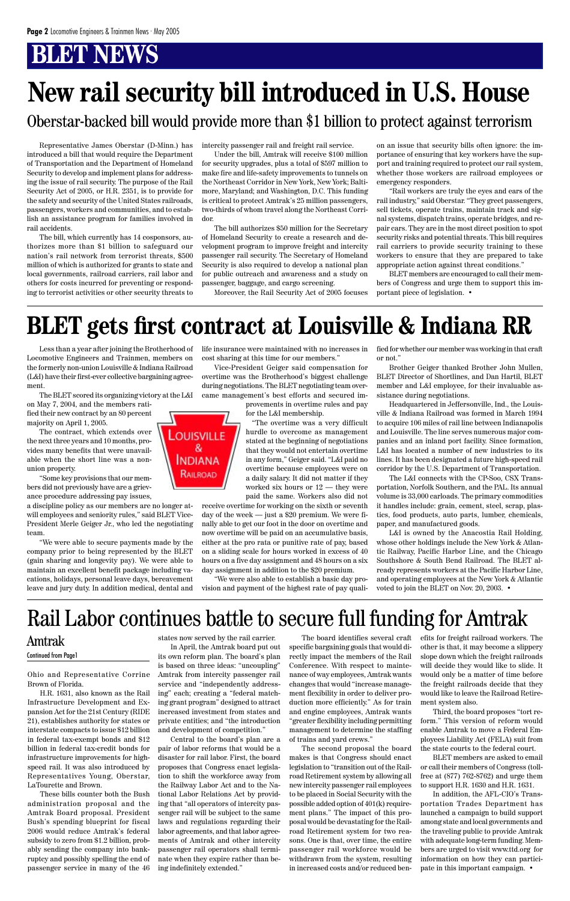# BLET NEWS

# New rail security bill introduced in U.S. House

## Oberstar-backed bill would provide more than $1 billion to protect against terrorism

Representative James Oberstar (D-Minn.) has introduced a bill that would require the Department of Transportation and the Department of Homeland Security to develop and implement plans for addressing the issue of rail security. The purpose of the Rail Security Act of 2005, or H.R. 2351, is to provide for the safety and security of the United States railroads, passengers, workers and communities, and to establish an assistance program for families involved in rail accidents.

The bill, which currently has 14 cosponsors, authorizes more than $1 billion to safeguard our nation's rail network from terrorist threats, $500 million of which is authorized for grants to state and local governments, railroad carriers, rail labor and others for costs incurred for preventing or responding to terrorist activities or other security threats to intercity passenger rail and freight rail service.

Under the bill, Amtrak will receive $100 million for security upgrades, plus a total of $597 million to make fire and life-safety improvements to tunnels on the Northeast Corridor in New York, New York; Baltimore, Maryland; and Washington, D.C. This funding is critical to protect Amtrak's 25 million passengers, two-thirds of whom travel along the Northeast Corridor.

The bill authorizes $50 million for the Secretary of Homeland Security to create a research and development program to improve freight and intercity passenger rail security. The Secretary of Homeland Security is also required to develop a national plan for public outreach and awareness and a study on passenger, baggage, and cargo screening.

Moreover, the Rail Security Act of 2005 focuses on an issue that security bills often ignore: the importance of ensuring that key workers have the support and training required to protect our rail system, whether those workers are railroad employees or emergency responders.

"Rail workers are truly the eyes and ears of the rail industry," said Oberstar. "They greet passengers, sell tickets, operate trains, maintain track and signal systems, dispatch trains, operate bridges, and repair cars. They are in the most direct position to spot security risks and potential threats. This bill requires rail carriers to provide security training to these workers to ensure that they are prepared to take appropriate action against threat conditions."

BLET members are encouraged to call their members of Congress and urge them to support this important piece of legislation. •

# BLET gets first contract at Louisville & Indiana RR

Less than a year after joining the Brotherhood of Locomotive Engineers and Trainmen, members on the formerly non-union Louisville & Indiana Railroad (L&I) have their first-ever collective bargaining agreement.

The BLET scored its organizing victory at the L&I on May 7, 2004, and the members ratified their new contract by an 80 percent majority on April 1, 2005.

The contract, which extends over the next three years and 10 months, provides many benefits that were unavailable when the short line was a nonunion property.

"Some key provisions that our members did not previously have are a grievance procedure addressing pay issues, a discipline policy as our members are no longer at-will employees and seniority rules," said BLET Vice-President Merle Geiger Jr., who led the negotiating team.

"We were able to secure payments made by the company prior to being represented by the BLET (gain sharing and longevity pay). We were able to maintain an excellent benefit package including vacations, holidays, personal leave days, bereavement leave and jury duty. In addition medical, dental and life insurance were maintained with no increases in cost sharing at this time for our members."

Vice-President Geiger said compensation for overtime was the Brotherhood's biggest challenge during negotiations. The BLET negotiating team overcame management's best efforts and secured improvements in overtime rules and pay for the L&I membership.

"The overtime was a very difficult hurdle to overcome as management stated at the beginning of negotiations that they would not entertain overtime in any form," Geiger said. "L&I paid no overtime because employees were on a daily salary. It did not matter if they worked six hours or 12 — they were paid the same. Workers also did not receive overtime for working on the sixth or seventh day of the week — just a $20 premium. We were finally able to get our foot in the door on overtime and now overtime will be paid on an accumulative basis, either at the pro rata or punitive rate of pay, based on a sliding scale for hours worked in excess of 40 hours on a five day assignment and 48 hours on a six day assignment in addition to the $20 premium.

"We were also able to establish a basic day provision and payment of the highest rate of pay qualified for whether our member was working in that craft or not."

Brother Geiger thanked Brother John Mullen, BLET Director of Shortlines, and Dan Hartil, BLET member and L&I employee, for their invaluable assistance during negotiations.

Headquartered in Jeffersonville, Ind., the Louisville & Indiana Railroad was formed in March 1994 to acquire 106 miles of rail line between Indianapolis and Louisville. The line serves numerous major companies and an inland port facility. Since formation, L&I has located a number of new industries to its lines. It has been designated a future high-speed rail corridor by the U.S. Department of Transportation.

The L&I connects with the CP-Soo, CSX Transportation, Norfolk Southern, and the PAL. Its annual volume is 33,000 carloads. The primary commodities it handles include: grain, cement, steel, scrap, plastics, food products, auto parts, lumber, chemicals, paper, and manufactured goods.

L&I is owned by the Anacostia Rail Holding, whose other holdings include the New York & Atlantic Railway, Pacific Harbor Line, and the Chicago Southshore & South Bend Railroad. The BLET already represents workers at the Pacific Harbor Line, and operating employees at the New York & Atlantic voted to join the BLET on Nov. 20, 2003. •

# Rail Labor continues battle to secure full funding for Amtrak

## Amtrak

Continued from Page 1

Ohio and Representative Corrine Brown of Florida.

H.R. 1631, also known as the Rail Infrastructure Development and Expansion Act for the 21st Century (RIDE 21), establishes authority for states or interstate compacts to issue $12 billion in federal tax-exempt bonds and $12 billion in federal tax-credit bonds for infrastructure improvements for high-speed rail. It was also introduced by Representatives Young, Oberstar, LaTourette and Brown.

These bills counter both the Bush administration proposal and the Amtrak Board proposal. President Bush's spending blueprint for fiscal 2006 would reduce Amtrak's federal subsidy to zero from $1.2 billion, probably sending the company into bankruptcy and possibly spelling the end of passenger service in many of the 46 states now served by the rail carrier.

In April, the Amtrak board put out its own reform plan. The board's plan is based on three ideas: "uncoupling" Amtrak from intercity passenger rail service and "independently addressing" each; creating a "federal matching grant program" designed to attract increased investment from states and private entities; and "the introduction and development of competition."

Central to the board's plan are a pair of labor reforms that would be a disaster for rail labor. First, the board proposes that Congress enact legislation to shift the workforce away from the Railway Labor Act and to the National Labor Relations Act by providing that "all operators of intercity passenger rail will be subject to the same laws and regulations regarding their labor agreements, and that labor agreements of Amtrak and other intercity passenger rail operators shall terminate when they expire rather than being indefinitely extended."

The board identifies several craft specific bargaining goals that would directly impact the members of the Rail Conference. With respect to maintenance of way employees, Amtrak wants changes that would "increase management flexibility in order to deliver production more efficiently." As for train and engine employees, Amtrak wants "greater flexibility including permitting management to determine the staffing of trains and yard crews."

The second proposal the board makes is that Congress should enact legislation to "transition out of the Railroad Retirement system by allowing all new intercity passenger rail employees to be placed in Social Security with the possible added option of 401(k) requirement plans." The impact of this proposal would be devastating for the Railroad Retirement system for two reasons. One is that, over time, the entire passenger rail workforce would be withdrawn from the system, resulting in increased costs and/or reduced benefits for freight railroad workers. The other is that, it may become a slippery slope down which the freight railroads will decide they would like to slide. It would only be a matter of time before the freight railroads decide that they would like to leave the Railroad Retirement system also.

Third, the board proposes "tort reform." This version of reform would enable Amtrak to move a Federal Employees Liability Act (FELA) suit from the state courts to the federal court.

BLET members are asked to email or call their members of Congress (toll-free at (877) 762-8762) and urge them to support H.R. 1630 and H.R. 1631.

In addition, the AFL-CIO's Transportation Trades Department has launched a campaign to build support among state and local governments and the traveling public to provide Amtrak with adequate long-term funding. Members are urged to visit www.ttd.org for information on how they can participate in this important campaign. •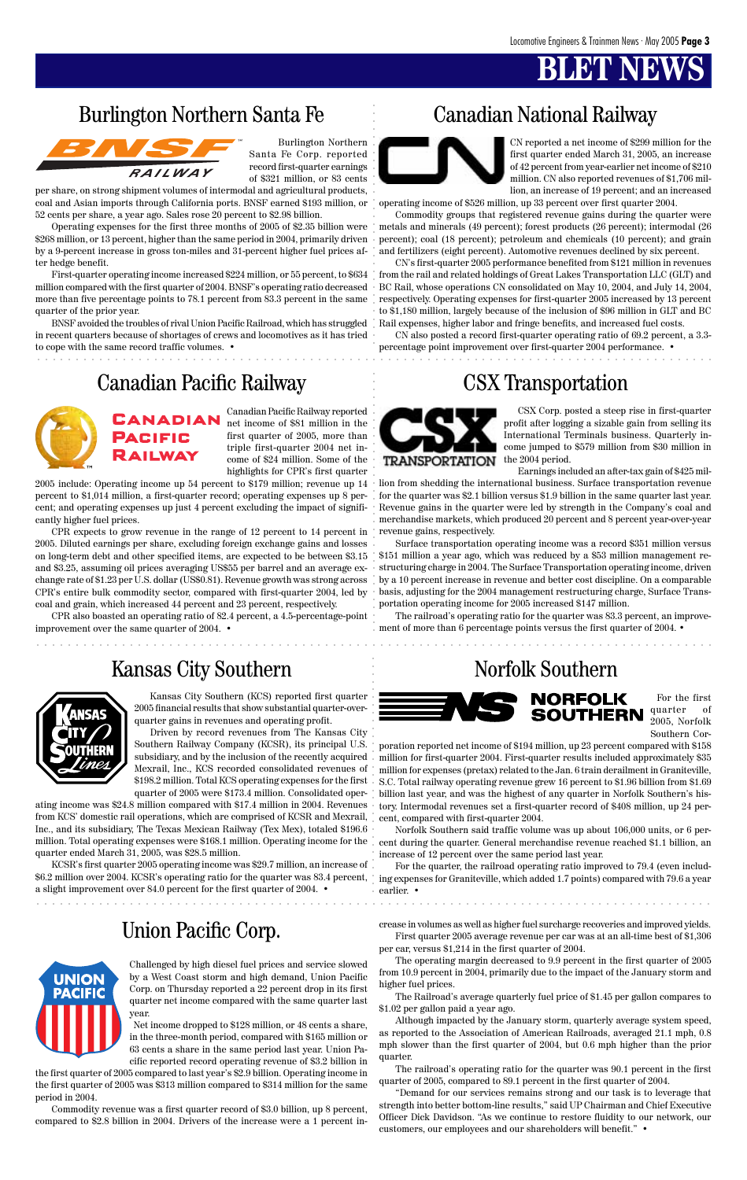# BLET NEWS

## Burlington Northern Santa Fe

Burlington Northern Santa Fe Corp. reported record first-quarter earnings of $321 million, or 83 cents per share, on strong shipment volumes of intermodal and agricultural products, coal and Asian imports through California ports. BNSF earned $193 million, or 52 cents per share, a year ago. Sales rose 20 percent to $2.98 billion.

Operating expenses for the first three months of 2005 of $2.35 billion were $268 million, or 13 percent, higher than the same period in 2004, primarily driven by a 9-percent increase in gross ton-miles and 31-percent higher fuel prices after hedge benefit.

First-quarter operating income increased $224 million, or 55 percent, to $634 million compared with the first quarter of 2004. BNSF's operating ratio decreased more than five percentage points to 78.1 percent from 83.3 percent in the same quarter of the prior year.

BNSF avoided the troubles of rival Union Pacific Railroad, which has struggled in recent quarters because of shortages of crews and locomotives as it has tried to cope with the same record traffic volumes. •

## Canadian National Railway

CN reported a net income of $299 million for the first quarter ended March 31, 2005, an increase of 42 percent from year-earlier net income of $210 million. CN also reported revenues of $1,706 million, an increase of 19 percent; and an increased operating income of $526 million, up 33 percent over first quarter 2004.

Commodity groups that registered revenue gains during the quarter were metals and minerals (49 percent); forest products (26 percent); intermodal (26 percent); coal (18 percent); petroleum and chemicals (10 percent); and grain and fertilizers (eight percent). Automotive revenues declined by six percent.

CN's first-quarter 2005 performance benefited from $121 million in revenues from the rail and related holdings of Great Lakes Transportation LLC (GLT) and BC Rail, whose operations CN consolidated on May 10, 2004, and July 14, 2004, respectively. Operating expenses for first-quarter 2005 increased by 13 percent to $1,180 million, largely because of the inclusion of $96 million in GLT and BC Rail expenses, higher labor and fringe benefits, and increased fuel costs.

CN also posted a record first-quarter operating ratio of 69.2 percent, a 3.3-percentage point improvement over first-quarter 2004 performance. •

## Canadian Pacific Railway

Canadian Pacific Railway reported net income of $81 million in the first quarter of 2005, more than triple first-quarter 2004 net income of $24 million. Some of the highlights for CPR's first quarter 2005 include: Operating income up 54 percent to $179 million; revenue up 14 percent to $1,014 million, a first-quarter record; operating expenses up 8 percent; and operating expenses up just 4 percent excluding the impact of significantly higher fuel prices.

CPR expects to grow revenue in the range of 12 percent to 14 percent in 2005. Diluted earnings per share, excluding foreign exchange gains and losses on long-term debt and other specified items, are expected to be between $3.15 and $3.25, assuming oil prices averaging US$55 per barrel and an average exchange rate of $1.23 per U.S. dollar (US$0.81). Revenue growth was strong across CPR's entire bulk commodity sector, compared with first-quarter 2004, led by coal and grain, which increased 44 percent and 23 percent, respectively.

CPR also boasted an operating ratio of 82.4 percent, a 4.5-percentage-point improvement over the same quarter of 2004. •

## CSX Transportation

CSX Corp. posted a steep rise in first-quarter profit after logging a sizable gain from selling its International Terminals business. Quarterly income jumped to $579 million from $30 million in the 2004 period.

Earnings included an after-tax gain of $425 million from shedding the international business. Surface transportation revenue for the quarter was $2.1 billion versus $1.9 billion in the same quarter last year. Revenue gains in the quarter were led by strength in the Company's coal and merchandise markets, which produced 20 percent and 8 percent year-over-year revenue gains, respectively.

Surface transportation operating income was a record $351 million versus $151 million a year ago, which was reduced by a $53 million management restructuring charge in 2004. The Surface Transportation operating income, driven by a 10 percent increase in revenue and better cost discipline. On a comparable basis, adjusting for the 2004 management restructuring charge, Surface Transportation operating income for 2005 increased $147 million.

The railroad's operating ratio for the quarter was 83.3 percent, an improvement of more than 6 percentage points versus the first quarter of 2004. •

## Kansas City Southern

Kansas City Southern (KCS) reported first quarter 2005 financial results that show substantial quarter-over-quarter gains in revenues and operating profit.

Driven by record revenues from The Kansas City Southern Railway Company (KCSR), its principal U.S. subsidiary, and by the inclusion of the recently acquired Mexrail, Inc., KCS recorded consolidated revenues of $198.2 million. Total KCS operating expenses for the first quarter of 2005 were $173.4 million. Consolidated operating income was $24.8 million compared with $17.4 million in 2004. Revenues from KCS' domestic rail operations, which are comprised of KCSR and Mexrail, Inc., and its subsidiary, The Texas Mexican Railway (Tex Mex), totaled $196.6 million. Total operating expenses were $168.1 million. Operating income for the quarter ended March 31, 2005, was $28.5 million.

KCSR's first quarter 2005 operating income was $29.7 million, an increase of $6.2 million over 2004. KCSR's operating ratio for the quarter was 83.4 percent, a slight improvement over 84.0 percent for the first quarter of 2004. •

## Norfolk Southern

For the first quarter of 2005, Norfolk Southern Corporation reported net income of $194 million, up 23 percent compared with $158 million for first-quarter 2004. First-quarter results included approximately $35 million for expenses (pretax) related to the Jan. 6 train derailment in Graniteville, S.C. Total railway operating revenue grew 16 percent to $1.96 billion from $1.69 billion last year, and was the highest of any quarter in Norfolk Southern's history. Intermodal revenues set a first-quarter record of $408 million, up 24 percent, compared with first-quarter 2004.

Norfolk Southern said traffic volume was up about 106,000 units, or 6 percent during the quarter. General merchandise revenue reached $1.1 billion, an increase of 12 percent over the same period last year.

For the quarter, the railroad operating ratio improved to 79.4 (even including expenses for Graniteville, which added 1.7 points) compared with 79.6 a year earlier. •

## Union Pacific Corp.

Challenged by high diesel fuel prices and service slowed by a West Coast storm and high demand, Union Pacific Corp. on Thursday reported a 22 percent drop in its first quarter net income compared with the same quarter last year.

Net income dropped to $128 million, or 48 cents a share, in the three-month period, compared with $165 million or 63 cents a share in the same period last year. Union Pacific reported record operating revenue of $3.2 billion in the first quarter of 2005 compared to last year's $2.9 billion. Operating income in the first quarter of 2005 was $313 million compared to $314 million for the same period in 2004.

Commodity revenue was a first quarter record of $3.0 billion, up 8 percent, compared to $2.8 billion in 2004. Drivers of the increase were a 1 percent increase in volumes as well as higher fuel surcharge recoveries and improved yields.

First quarter 2005 average revenue per car was at an all-time best of $1,306 per car, versus $1,214 in the first quarter of 2004.

The operating margin decreased to 9.9 percent in the first quarter of 2005 from 10.9 percent in 2004, primarily due to the impact of the January storm and higher fuel prices.

The Railroad's average quarterly fuel price of $1.45 per gallon compares to $1.02 per gallon paid a year ago.

Although impacted by the January storm, quarterly average system speed, as reported to the Association of American Railroads, averaged 21.1 mph, 0.8 mph slower than the first quarter of 2004, but 0.6 mph higher than the prior quarter.

The railroad's operating ratio for the quarter was 90.1 percent in the first quarter of 2005, compared to 89.1 percent in the first quarter of 2004.

"Demand for our services remains strong and our task is to leverage that strength into better bottom-line results," said UP Chairman and Chief Executive Officer Dick Davidson. "As we continue to restore fluidity to our network, our customers, our employees and our shareholders will benefit." •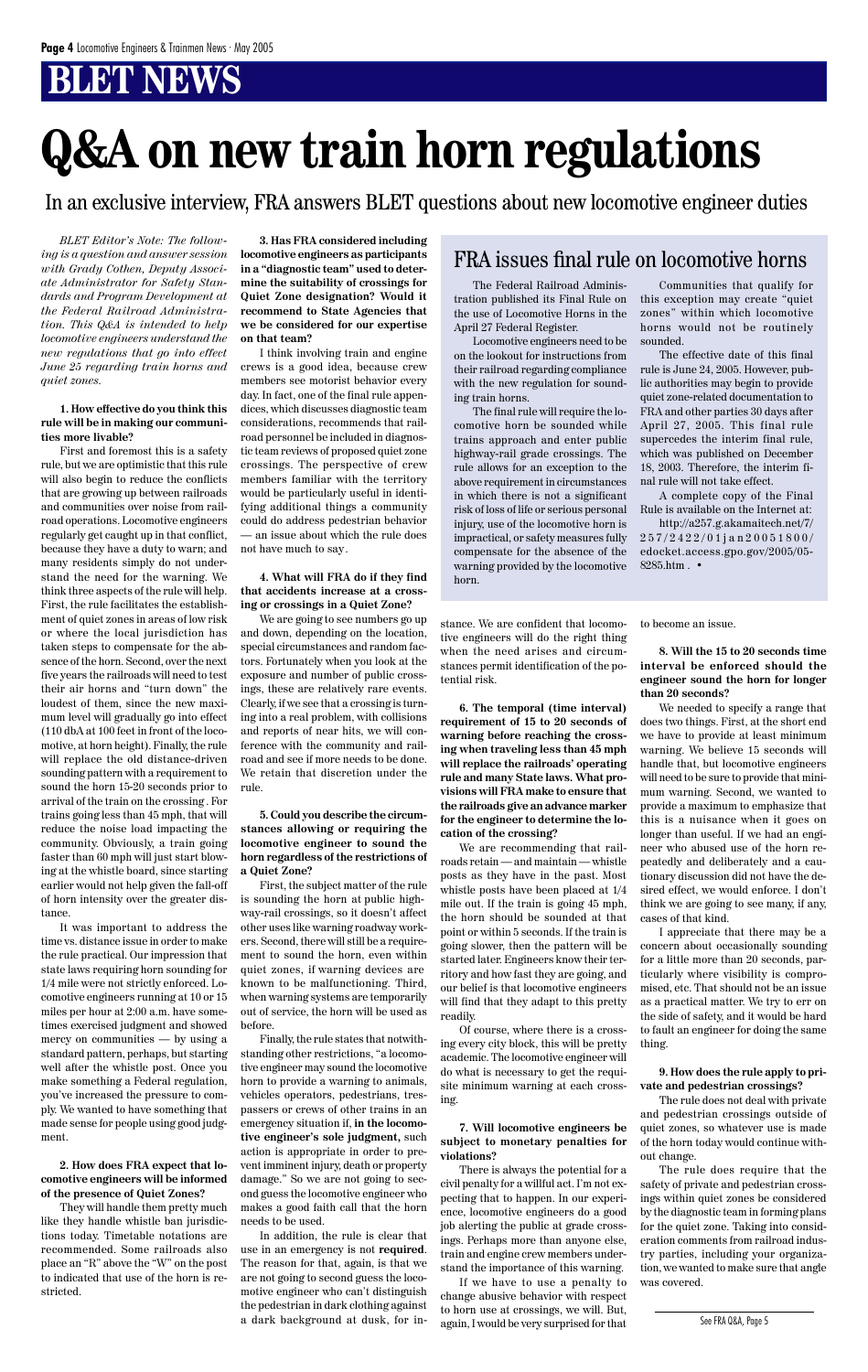# BLET NEWS

# Q&A on new train horn regulations

In an exclusive interview, FRA answers BLET questions about new locomotive engineer duties

*BLET Editor's Note: The following is a question and answer session with Grady Cothen, Deputy Associate Administrator for Safety Standards and Program Development at the Federal Railroad Administration. This Q&A is intended to help locomotive engineers understand the new regulations that go into effect June 25 regarding train horns and quiet zones.*

**1. How effective do you think this rule will be in making our communities more livable?**

First and foremost this is a safety rule, but we are optimistic that this rule will also begin to reduce the conflicts that are growing up between railroads and communities over noise from railroad operations. Locomotive engineers regularly get caught up in that conflict, because they have a duty to warn; and many residents simply do not understand the need for the warning. We think three aspects of the rule will help. First, the rule facilitates the establishment of quiet zones in areas of low risk or where the local jurisdiction has taken steps to compensate for the absence of the horn. Second, over the next five years the railroads will need to test their air horns and "turn down" the loudest of them, since the new maximum level will gradually go into effect (110 dbA at 100 feet in front of the locomotive, at horn height). Finally, the rule will replace the old distance-driven sounding pattern with a requirement to sound the horn 15-20 seconds prior to arrival of the train on the crossing. For trains going less than 45 mph, that will reduce the noise load impacting the community. Obviously, a train going faster than 60 mph will just start blowing at the whistle board, since starting earlier would not help given the fall-off of horn intensity over the greater distance.

It was important to address the time vs. distance issue in order to make the rule practical. Our impression that state laws requiring horn sounding for 1/4 mile were not strictly enforced. Locomotive engineers running at 10 or 15 miles per hour at 2:00 a.m. have sometimes exercised judgment and showed mercy on communities — by using a standard pattern, perhaps, but starting well after the whistle post. Once you make something a Federal regulation, you've increased the pressure to comply. We wanted to have something that made sense for people using good judgment.

**2. How does FRA expect that locomotive engineers will be informed of the presence of Quiet Zones?**

They will handle them pretty much like they handle whistle ban jurisdictions today. Timetable notations are recommended. Some railroads also place an "R" above the "W" on the post to indicated that use of the horn is restricted.

**3. Has FRA considered including locomotive engineers as participants in a "diagnostic team" used to determine the suitability of crossings for Quiet Zone designation? Would it recommend to State Agencies that we be considered for our expertise on that team?**

I think involving train and engine crews is a good idea, because crew members see motorist behavior every day. In fact, one of the final rule appendices, which discusses diagnostic team considerations, recommends that railroad personnel be included in diagnostic team reviews of proposed quiet zone crossings. The perspective of crew members familiar with the territory would be particularly useful in identifying additional things a community could do address pedestrian behavior — an issue about which the rule does not have much to say.

**4. What will FRA do if they find that accidents increase at a crossing or crossings in a Quiet Zone?**

We are going to see numbers go up and down, depending on the location, special circumstances and random factors. Fortunately when you look at the exposure and number of public crossings, these are relatively rare events. Clearly, if we see that a crossing is turning into a real problem, with collisions and reports of near hits, we will conference with the community and railroad and see if more needs to be done. We retain that discretion under the rule.

**5. Could you describe the circumstances allowing or requiring the locomotive engineer to sound the horn regardless of the restrictions of a Quiet Zone?**

First, the subject matter of the rule is sounding the horn at public highway-rail crossings, so it doesn't affect other uses like warning roadway workers. Second, there will still be a requirement to sound the horn, even within quiet zones, if warning devices are known to be malfunctioning. Third, when warning systems are temporarily out of service, the horn will be used as before.

Finally, the rule states that notwithstanding other restrictions, "a locomotive engineer may sound the locomotive horn to provide a warning to animals, vehicles operators, pedestrians, trespassers or crews of other trains in an emergency situation if, **in the locomotive engineer's sole judgment,** such action is appropriate in order to prevent imminent injury, death or property damage." So we are not going to second guess the locomotive engineer who makes a good faith call that the horn needs to be used.

In addition, the rule is clear that use in an emergency is not **required**. The reason for that, again, is that we are not going to second guess the locomotive engineer who can't distinguish the pedestrian in dark clothing against a dark background at dusk, for instance. We are confident that locomotive engineers will do the right thing when the need arises and circumstances permit identification of the potential risk.

**6. The temporal (time interval) requirement of 15 to 20 seconds of warning before reaching the crossing when traveling less than 45 mph will replace the railroads' operating rule and many State laws. What provisions will FRA make to ensure that the railroads give an advance marker for the engineer to determine the location of the crossing?**

We are recommending that railroads retain — and maintain — whistle posts as they have in the past. Most whistle posts have been placed at 1/4 mile out. If the train is going 45 mph, the horn should be sounded at that point or within 5 seconds. If the train is going slower, then the pattern will be started later. Engineers know their territory and how fast they are going, and our belief is that locomotive engineers will find that they adapt to this pretty readily.

Of course, where there is a crossing every city block, this will be pretty academic. The locomotive engineer will do what is necessary to get the requisite minimum warning at each crossing.

**7. Will locomotive engineers be subject to monetary penalties for violations?**

There is always the potential for a civil penalty for a willful act. I'm not expecting that to happen. In our experience, locomotive engineers do a good job alerting the public at grade crossings. Perhaps more than anyone else, train and engine crew members understand the importance of this warning.

If we have to use a penalty to change abusive behavior with respect to horn use at crossings, we will. But, again, I would be very surprised for that to become an issue.

**8. Will the 15 to 20 seconds time interval be enforced should the engineer sound the horn for longer than 20 seconds?**

We needed to specify a range that does two things. First, at the short end we have to provide at least minimum warning. We believe 15 seconds will handle that, but locomotive engineers will need to be sure to provide that minimum warning. Second, we wanted to provide a maximum to emphasize that this is a nuisance when it goes on longer than useful. If we had an engineer who abused use of the horn repeatedly and deliberately and a cautionary discussion did not have the desired effect, we would enforce. I don't think we are going to see many, if any, cases of that kind.

I appreciate that there may be a concern about occasionally sounding for a little more than 20 seconds, particularly where visibility is compromised, etc. That should not be an issue as a practical matter. We try to err on the side of safety, and it would be hard to fault an engineer for doing the same thing.

**9. How does the rule apply to private and pedestrian crossings?**

The rule does not deal with private and pedestrian crossings outside of quiet zones, so whatever use is made of the horn today would continue without change.

The rule does require that the safety of private and pedestrian crossings within quiet zones be considered by the diagnostic team in forming plans for the quiet zone. Taking into consideration comments from railroad industry parties, including your organization, we wanted to make sure that angle was covered.

See FRA Q&A, Page 5

## FRA issues final rule on locomotive horns

The Federal Railroad Administration published its Final Rule on the use of Locomotive Horns in the April 27 Federal Register.

Locomotive engineers need to be on the lookout for instructions from their railroad regarding compliance with the new regulation for sounding train horns.

The final rule will require the locomotive horn be sounded while trains approach and enter public highway-rail grade crossings. The rule allows for an exception to the above requirement in circumstances in which there is not a significant risk of loss of life or serious personal injury, use of the locomotive horn is impractical, or safety measures fully compensate for the absence of the warning provided by the locomotive horn.

Communities that qualify for this exception may create "quiet zones" within which locomotive horns would not be routinely sounded.

The effective date of this final rule is June 24, 2005. However, public authorities may begin to provide quiet zone-related documentation to FRA and other parties 30 days after April 27, 2005. This final rule supercedes the interim final rule, which was published on December 18, 2003. Therefore, the interim final rule will not take effect.

A complete copy of the Final Rule is available on the Internet at: http://a257.g.akamaitech.net/7/257/2422/01jan20051800/edocket.access.gpo.gov/2005/05-8285.htm . •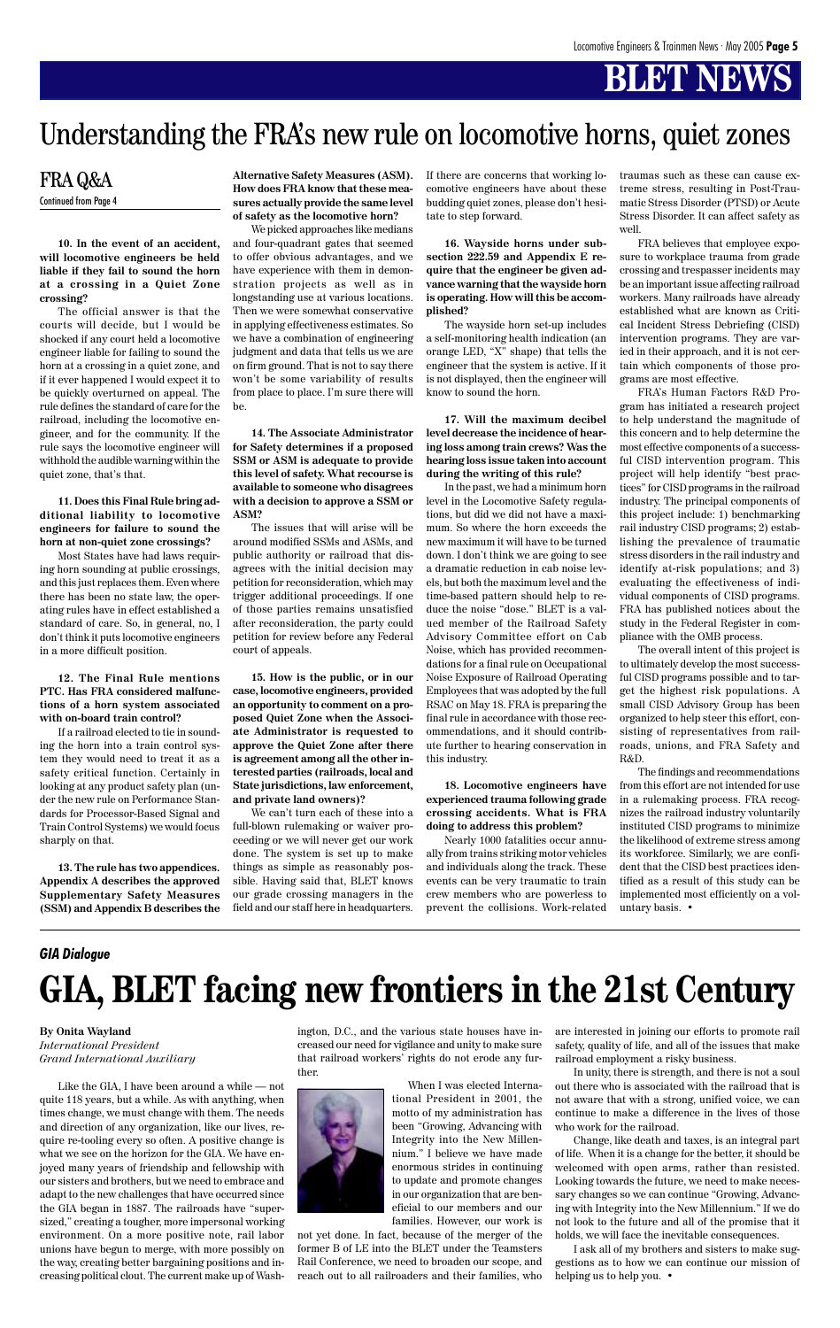# BLET NEWS

# Understanding the FRA's new rule on locomotive horns, quiet zones

## FRA Q&A

Continued from Page 4

**10. In the event of an accident, will locomotive engineers be held liable if they fail to sound the horn at a crossing in a Quiet Zone crossing?**

The official answer is that the courts will decide, but I would be shocked if any court held a locomotive engineer liable for failing to sound the horn at a crossing in a quiet zone, and if it ever happened I would expect it to be quickly overturned on appeal. The rule defines the standard of care for the railroad, including the locomotive engineer, and for the community. If the rule says the locomotive engineer will withhold the audible warning within the quiet zone, that's that.

**11. Does this Final Rule bring additional liability to locomotive engineers for failure to sound the horn at non-quiet zone crossings?**

Most States have had laws requiring horn sounding at public crossings, and this just replaces them. Even where there has been no state law, the operating rules have in effect established a standard of care. So, in general, no, I don't think it puts locomotive engineers in a more difficult position.

**12. The Final Rule mentions PTC. Has FRA considered malfunctions of a horn system associated with on-board train control?**

If a railroad elected to tie in sounding the horn into a train control system they would need to treat it as a safety critical function. Certainly in looking at any product safety plan (under the new rule on Performance Standards for Processor-Based Signal and Train Control Systems) we would focus sharply on that.

**13. The rule has two appendices. Appendix A describes the approved Supplementary Safety Measures (SSM) and Appendix B describes the Alternative Safety Measures (ASM). How does FRA know that these measures actually provide the same level of safety as the locomotive horn?**

We picked approaches like medians and four-quadrant gates that seemed to offer obvious advantages, and we have experience with them in demonstration projects as well as in longstanding use at various locations. Then we were somewhat conservative in applying effectiveness estimates. So we have a combination of engineering judgment and data that tells us we are on firm ground. That is not to say there won't be some variability of results from place to place. I'm sure there will be.

**14. The Associate Administrator for Safety determines if a proposed SSM or ASM is adequate to provide this level of safety. What recourse is available to someone who disagrees with a decision to approve a SSM or ASM?**

The issues that will arise will be around modified SSMs and ASMs, and public authority or railroad that disagrees with the initial decision may petition for reconsideration, which may trigger additional proceedings. If one of those parties remains unsatisfied after reconsideration, the party could petition for review before any Federal court of appeals.

**15. How is the public, or in our case, locomotive engineers, provided an opportunity to comment on a proposed Quiet Zone when the Associate Administrator is requested to approve the Quiet Zone after there is agreement among all the other interested parties (railroads, local and State jurisdictions, law enforcement, and private land owners)?**

We can't turn each of these into a full-blown rulemaking or waiver proceeding or we will never get our work done. The system is set up to make things as simple as reasonably possible. Having said that, BLET knows our grade crossing managers in the field and our staff here in headquarters. If there are concerns that working locomotive engineers have about these budding quiet zones, please don't hesitate to step forward.

**16. Wayside horns under subsection 222.59 and Appendix E require that the engineer be given advance warning that the wayside horn is operating. How will this be accomplished?**

The wayside horn set-up includes a self-monitoring health indication (an orange LED, "X" shape) that tells the engineer that the system is active. If it is not displayed, then the engineer will know to sound the horn.

**17. Will the maximum decibel level decrease the incidence of hearing loss among train crews? Was the hearing loss issue taken into account during the writing of this rule?**

In the past, we had a minimum horn level in the Locomotive Safety regulations, but did we did not have a maximum. So where the horn exceeds the new maximum it will have to be turned down. I don't think we are going to see a dramatic reduction in cab noise levels, but both the maximum level and the time-based pattern should help to reduce the noise "dose." BLET is a valued member of the Railroad Safety Advisory Committee effort on Cab Noise, which has provided recommendations for a final rule on Occupational Noise Exposure of Railroad Operating Employees that was adopted by the full RSAC on May 18. FRA is preparing the final rule in accordance with those recommendations, and it should contribute further to hearing conservation in this industry.

**18. Locomotive engineers have experienced trauma following grade crossing accidents. What is FRA doing to address this problem?**

Nearly 1000 fatalities occur annually from trains striking motor vehicles and individuals along the track. These events can be very traumatic to train crew members who are powerless to prevent the collisions. Work-related traumas such as these can cause extreme stress, resulting in Post-Traumatic Stress Disorder (PTSD) or Acute Stress Disorder. It can affect safety as well.

FRA believes that employee exposure to workplace trauma from grade crossing and trespasser incidents may be an important issue affecting railroad workers. Many railroads have already established what are known as Critical Incident Stress Debriefing (CISD) intervention programs. They are varied in their approach, and it is not certain which components of those programs are most effective.

FRA's Human Factors R&D Program has initiated a research project to help understand the magnitude of this concern and to help determine the most effective components of a successful CISD intervention program. This project will help identify "best practices" for CISD programs in the railroad industry. The principal components of this project include: 1) benchmarking rail industry CISD programs; 2) establishing the prevalence of traumatic stress disorders in the rail industry and identify at-risk populations; and 3) evaluating the effectiveness of individual components of CISD programs. FRA has published notices about the study in the Federal Register in compliance with the OMB process.

The overall intent of this project is to ultimately develop the most successful CISD programs possible and to target the highest risk populations. A small CISD Advisory Group has been organized to help steer this effort, consisting of representatives from railroads, unions, and FRA Safety and R&D.

The findings and recommendations from this effort are not intended for use in a rulemaking process. FRA recognizes the railroad industry voluntarily instituted CISD programs to minimize the likelihood of extreme stress among its workforce. Similarly, we are confident that the CISD best practices identified as a result of this study can be implemented most efficiently on a voluntary basis. •

---

*GIA Dialogue*

# GIA, BLET facing new frontiers in the 21st Century

**By Onita Wayland**
*International President*
*Grand International Auxiliary*

Like the GIA, I have been around a while — not quite 118 years, but a while. As with anything, when times change, we must change with them. The needs and direction of any organization, like our lives, require re-tooling every so often. A positive change is what we see on the horizon for the GIA. We have enjoyed many years of friendship and fellowship with our sisters and brothers, but we need to embrace and adapt to the new challenges that have occurred since the GIA began in 1887. The railroads have "supersized," creating a tougher, more impersonal working environment. On a more positive note, rail labor unions have begun to merge, with more possibly on the way, creating better bargaining positions and increasing political clout. The current make up of Washington, D.C., and the various state houses have increased our need for vigilance and unity to make sure that railroad workers' rights do not erode any further.

When I was elected International President in 2001, the motto of my administration has been "Growing, Advancing with Integrity into the New Millennium." I believe we have made enormous strides in continuing to update and promote changes in our organization that are beneficial to our members and our families. However, our work is not yet done. In fact, because of the merger of the former B of LE into the BLET under the Teamsters Rail Conference, we need to broaden our scope, and reach out to all railroaders and their families, who are interested in joining our efforts to promote rail safety, quality of life, and all of the issues that make railroad employment a risky business.

In unity, there is strength, and there is not a soul out there who is associated with the railroad that is not aware that with a strong, unified voice, we can continue to make a difference in the lives of those who work for the railroad.

Change, like death and taxes, is an integral part of life. When it is a change for the better, it should be welcomed with open arms, rather than resisted. Looking towards the future, we need to make necessary changes so we can continue "Growing, Advancing with Integrity into the New Millennium." If we do not look to the future and all of the promise that it holds, we will face the inevitable consequences.

I ask all of my brothers and sisters to make suggestions as to how we can continue our mission of helping us to help you. •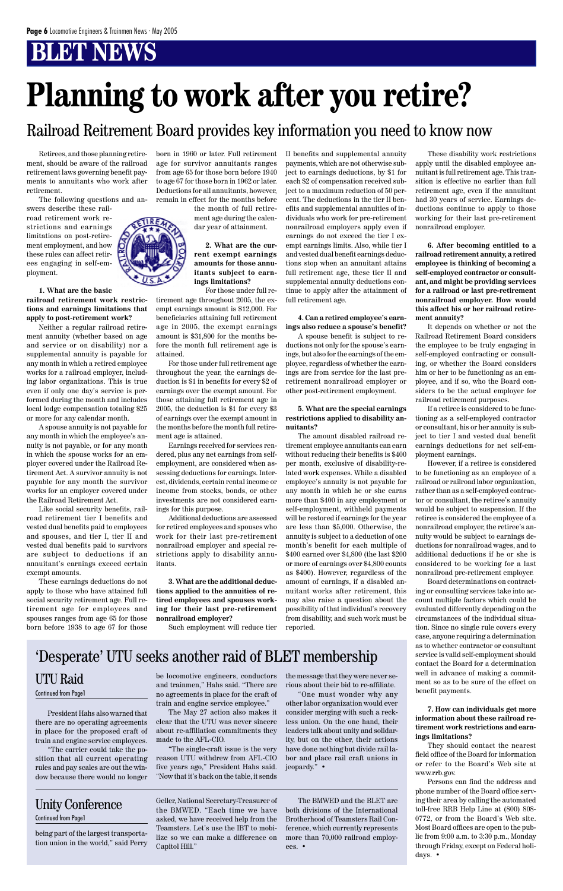# BLET NEWS

# Planning to work after you retire?

## Railroad Reitrement Board provides key information you need to know now

Retirees, and those planning retirement, should be aware of the railroad retirement laws governing benefit payments to annuitants who work after retirement.

The following questions and answers describe these railroad retirement work restrictions and earnings limitations on post-retirement employment, and how these rules can affect retirees engaging in self-employment.

**1. What are the basic railroad retirement work restrictions and earnings limitations that apply to post-retirement work?**

Neither a regular railroad retirement annuity (whether based on age and service or on disability) nor a supplemental annuity is payable for any month in which a retired employee works for a railroad employer, including labor organizations. This is true even if only one day's service is performed during the month and includes local lodge compensation totaling $25 or more for any calendar month.

A spouse annuity is not payable for any month in which the employee's annuity is not payable, or for any month in which the spouse works for an employer covered under the Railroad Retirement Act. A survivor annuity is not payable for any month the survivor works for an employer covered under the Railroad Retirement Act.

Like social security benefits, railroad retirement tier I benefits and vested dual benefits paid to employees and spouses, and tier I, tier II and vested dual benefits paid to survivors are subject to deductions if an annuitant's earnings exceed certain exempt amounts.

These earnings deductions do not apply to those who have attained full social security retirement age. Full retirement age for employees and spouses ranges from age 65 for those born before 1938 to age 67 for those born in 1960 or later. Full retirement age for survivor annuitants ranges from age 65 for those born before 1940 to age 67 for those born in 1962 or later. Deductions for all annuitants, however, remain in effect for the months before the month of full retirement age during the calendar year of attainment.

**2. What are the current exempt earnings amounts for those annuitants subject to earnings limitations?**

For those under full retirement age throughout 2005, the exempt earnings amount is $12,000. For beneficiaries attaining full retirement age in 2005, the exempt earnings amount is $31,800 for the months before the month full retirement age is attained.

For those under full retirement age throughout the year, the earnings deduction is $1 in benefits for every $2 of earnings over the exempt amount. For those attaining full retirement age in 2005, the deduction is $1 for every $3 of earnings over the exempt amount in the months before the month full retirement age is attained.

Earnings received for services rendered, plus any net earnings from self-employment, are considered when assessing deductions for earnings. Interest, dividends, certain rental income or income from stocks, bonds, or other investments are not considered earnings for this purpose.

Additional deductions are assessed for retired employees and spouses who work for their last pre-retirement nonrailroad employer and special restrictions apply to disability annuitants.

**3. What are the additional deductions applied to the annuities of retired employees and spouses working for their last pre-retirement nonrailroad employer?**

Such employment will reduce tier II benefits and supplemental annuity payments, which are not otherwise subject to earnings deductions, by $1 for each $2 of compensation received subject to a maximum reduction of 50 percent. The deductions in the tier II benefits and supplemental annuities of individuals who work for pre-retirement nonrailroad employers apply even if earnings do not exceed the tier I exempt earnings limits. Also, while tier I and vested dual benefit earnings deductions stop when an annuitant attains full retirement age, these tier II and supplemental annuity deductions continue to apply after the attainment of full retirement age.

**4. Can a retired employee's earnings also reduce a spouse's benefit?**

A spouse benefit is subject to reductions not only for the spouse's earnings, but also for the earnings of the employee, regardless of whether the earnings are from service for the last pre-retirement nonrailroad employer or other post-retirement employment.

**5. What are the special earnings restrictions applied to disability annuitants?**

The amount disabled railroad retirement employee annuitants can earn without reducing their benefits is $400 per month, exclusive of disability-related work expenses. While a disabled employee's annuity is not payable for any month in which he or she earns more than $400 in any employment or self-employment, withheld payments will be restored if earnings for the year are less than $5,000. Otherwise, the annuity is subject to a deduction of one month's benefit for each multiple of $400 earned over $4,800 (the last $200 or more of earnings over $4,800 counts as $400). However, regardless of the amount of earnings, if a disabled annuitant works after retirement, this may also raise a question about the possibility of that individual's recovery from disability, and such work must be reported.

These disability work restrictions apply until the disabled employee annuitant is full retirement age. This transition is effective no earlier than full retirement age, even if the annuitant had 30 years of service. Earnings deductions continue to apply to those working for their last pre-retirement nonrailroad employer.

**6. After becoming entitled to a railroad retirement annuity, a retired employee is thinking of becoming a self-employed contractor or consultant, and might be providing services for a railroad or last pre-retirement nonrailroad employer. How would this affect his or her railroad retirement annuity?**

It depends on whether or not the Railroad Retirement Board considers the employee to be truly engaging in self-employed contracting or consulting, or whether the Board considers him or her to be functioning as an employee, and if so, who the Board considers to be the actual employer for railroad retirement purposes.

If a retiree is considered to be functioning as a self-employed contractor or consultant, his or her annuity is subject to tier I and vested dual benefit earnings deductions for net self-employment earnings.

However, if a retiree is considered to be functioning as an employee of a railroad or railroad labor organization, rather than as a self-employed contractor or consultant, the retiree's annuity would be subject to suspension. If the retiree is considered the employee of a nonrailroad employer, the retiree's annuity would be subject to earnings deductions for nonrailroad wages, and to additional deductions if he or she is considered to be working for a last nonrailroad pre-retirement employer.

Board determinations on contracting or consulting services take into account multiple factors which could be evaluated differently depending on the circumstances of the individual situation. Since no single rule covers every case, anyone requiring a determination as to whether contractor or consultant service is valid self-employment should contact the Board for a determination well in advance of making a commitment so as to be sure of the effect on benefit payments.

**7. How can individuals get more information about these railroad retirement work restrictions and earnings limitations?**

They should contact the nearest field office of the Board for information or refer to the Board's Web site at www.rrb.gov.

Persons can find the address and phone number of the Board office serving their area by calling the automated toll-free RRB Help Line at (800) 808-0772, or from the Board's Web site. Most Board offices are open to the public from 9:00 a.m. to 3:30 p.m., Monday through Friday, except on Federal holidays. •

## 'Desperate' UTU seeks another raid of BLET membership

### UTU Raid

Continued from Page1

President Hahs also warned that there are no operating agreements in place for the proposed craft of train and engine service employees.

"The carrier could take the position that all current operating rules and pay scales are out the window because there would no longer be locomotive engineers, conductors and trainmen," Hahs said. "There are no agreements in place for the craft of train and engine service employee."

The May 27 action also makes it clear that the UTU was never sincere about re-affiliation commitments they made to the AFL-CIO.

"The single-craft issue is the very reason UTU withdrew from AFL-CIO five years ago," President Hahs said. "Now that it's back on the table, it sends the message that they were never serious about their bid to re-affiliate.

"One must wonder why any other labor organization would ever consider merging with such a reckless union. On the one hand, their leaders talk about unity and solidarity, but on the other, their actions have done nothing but divide rail labor and place rail craft unions in jeopardy." •

### Unity Conference

Continued from Page1

being part of the largest transportation union in the world," said Perry Geller, National Secretary-Treasurer of the BMWED. "Each time we have asked, we have received help from the Teamsters. Let's use the IBT to mobilize so we can make a difference on Capitol Hill."

The BMWED and the BLET are both divisions of the International Brotherhood of Teamsters Rail Conference, which currently represents more than 70,000 railroad employees. •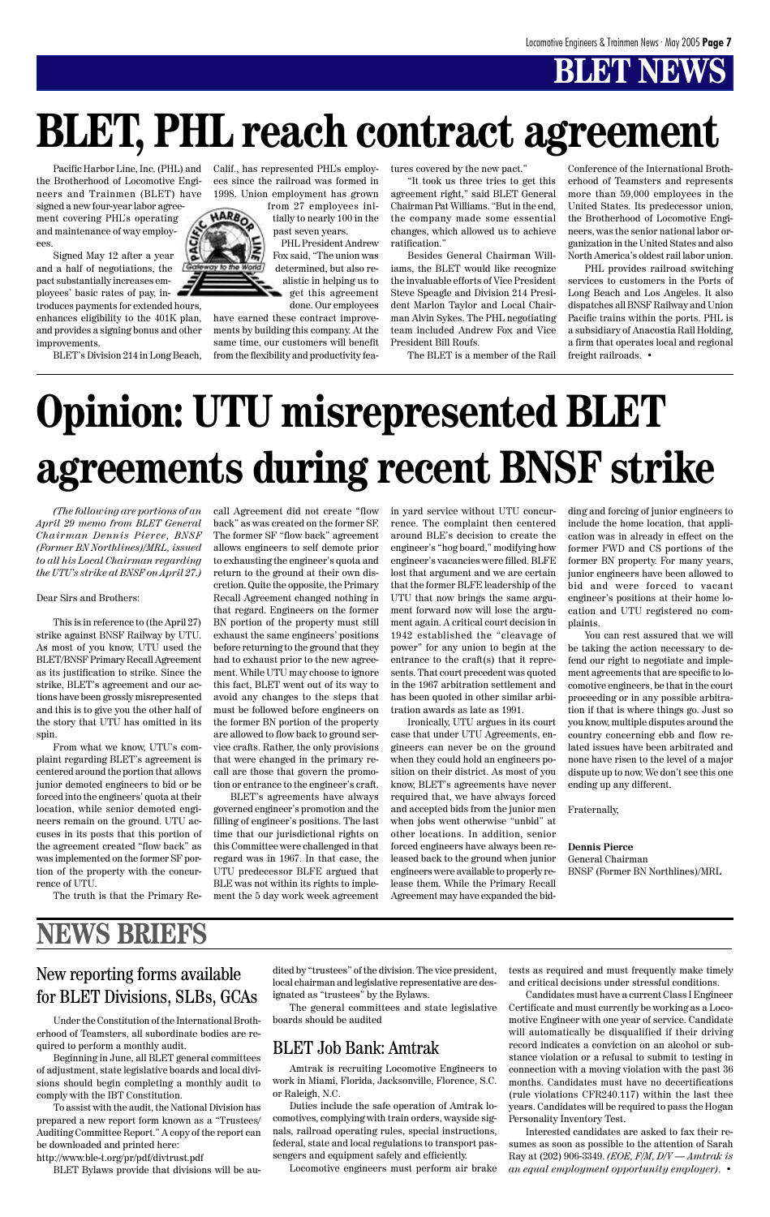# BLET NEWS

# BLET, PHL reach contract agreement

Pacific Harbor Line, Inc. (PHL) and the Brotherhood of Locomotive Engineers and Trainmen (BLET) have signed a new four-year labor agreement covering PHL's operating and maintenance of way employees.

Signed May 12 after a year and a half of negotiations, the pact substantially increases employees' basic rates of pay, introduces payments for extended hours, enhances eligibility to the 401K plan, and provides a signing bonus and other improvements.

BLET's Division 214 in Long Beach, Calif., has represented PHL's employees since the railroad was formed in 1998. Union employment has grown from 27 employees initially to nearly 100 in the past seven years.

PHL President Andrew Fox said, "The union was determined, but also realistic in helping us to get this agreement done. Our employees have earned these contract improvements by building this company. At the same time, our customers will benefit from the flexibility and productivity features covered by the new pact."

"It took us three tries to get this agreement right," said BLET General Chairman Pat Williams. "But in the end, the company made some essential changes, which allowed us to achieve ratification."

Besides General Chairman Williams, the BLET would like recognize the invaluable efforts of Vice President Steve Speagle and Division 214 President Marlon Taylor and Local Chairman Alvin Sykes. The PHL negotiating team included Andrew Fox and Vice President Bill Roufs.

The BLET is a member of the Rail Conference of the International Brotherhood of Teamsters and represents more than 59,000 employees in the United States. Its predecessor union, the Brotherhood of Locomotive Engineers, was the senior national labor organization in the United States and also North America's oldest rail labor union.

PHL provides railroad switching services to customers in the Ports of Long Beach and Los Angeles. It also dispatches all BNSF Railway and Union Pacific trains within the ports. PHL is a subsidiary of Anacostia Rail Holding, a firm that operates local and regional freight railroads. •

# Opinion: UTU misrepresented BLET agreements during recent BNSF strike

*(The following are portions of an April 29 memo from BLET General Chairman Dennis Pierce, BNSF (Former BN Northlines)/MRL, issued to all his Local Chairman regarding the UTU's strike at BNSF on April 27.)*

Dear Sirs and Brothers:

This is in reference to (the April 27) strike against BNSF Railway by UTU. As most of you know, UTU used the BLET/BNSF Primary Recall Agreement as its justification to strike. Since the strike, BLET's agreement and our actions have been grossly misrepresented and this is to give you the other half of the story that UTU has omitted in its spin.

From what we know, UTU's complaint regarding BLET's agreement is centered around the portion that allows junior demoted engineers to bid or be forced into the engineers' quota at their location, while senior demoted engineers remain on the ground. UTU accuses in its posts that this portion of the agreement created "flow back" as was implemented on the former SF portion of the property with the concurrence of UTU.

The truth is that the Primary Recall Agreement did not create "flow back" as was created on the former SF. The former SF "flow back" agreement allows engineers to self demote prior to exhausting the engineer's quota and return to the ground at their own discretion. Quite the opposite, the Primary Recall Agreement changed nothing in that regard. Engineers on the former BN portion of the property must still exhaust the same engineers' positions before returning to the ground that they had to exhaust prior to the new agreement. While UTU may choose to ignore this fact, BLET went out of its way to avoid any changes to the steps that must be followed before engineers on the former BN portion of the property are allowed to flow back to ground service crafts. Rather, the only provisions that were changed in the primary recall are those that govern the promotion or entrance to the engineer's craft.

BLET's agreements have always governed engineer's promotion and the filling of engineer's positions. The last time that our jurisdictional rights on this Committee were challenged in that regard was in 1967. In that case, the UTU predecessor BLFE argued that BLE was not within its rights to implement the 5 day work week agreement in yard service without UTU concurrence. The complaint then centered around BLE's decision to create the engineer's "hog board," modifying how engineer's vacancies were filled. BLFE lost that argument and we are certain that the former BLFE leadership of the UTU that now brings the same argument forward now will lose the argument again. A critical court decision in 1942 established the "cleavage of power" for any union to begin at the entrance to the craft(s) that it represents. That court precedent was quoted in the 1967 arbitration settlement and has been quoted in other similar arbitration awards as late as 1991.

Ironically, UTU argues in its court case that under UTU Agreements, engineers can never be on the ground when they could hold an engineers position on their district. As most of you know, BLET's agreements have never required that, we have always forced and accepted bids from the junior men when jobs went otherwise "unbid" at other locations. In addition, senior forced engineers have always been released back to the ground when junior engineers were available to properly release them. While the Primary Recall Agreement may have expanded the bidding and forcing of junior engineers to include the home location, that application was in already in effect on the former FWD and CS portions of the former BN property. For many years, junior engineers have been allowed to bid and were forced to vacant engineer's positions at their home location and UTU registered no complaints.

You can rest assured that we will be taking the action necessary to defend our right to negotiate and implement agreements that are specific to locomotive engineers, be that in the court proceeding or in any possible arbitration if that is where things go. Just so you know, multiple disputes around the country concerning ebb and flow related issues have been arbitrated and none have risen to the level of a major dispute up to now. We don't see this one ending up any different.

Fraternally,

**Dennis Pierce**
General Chairman
BNSF (Former BN Northlines)/MRL

# NEWS BRIEFS

## New reporting forms available for BLET Divisions, SLBs, GCAs

Under the Constitution of the International Brotherhood of Teamsters, all subordinate bodies are required to perform a monthly audit.

Beginning in June, all BLET general committees of adjustment, state legislative boards and local divisions should begin completing a monthly audit to comply with the IBT Constitution.

To assist with the audit, the National Division has prepared a new report form known as a "Trustees/Auditing Committee Report." A copy of the report can be downloaded and printed here:
http://www.ble-t.org/pr/pdf/divtrust.pdf

BLET Bylaws provide that divisions will be audited by "trustees" of the division. The vice president, local chairman and legislative representative are designated as "trustees" by the Bylaws.

The general committees and state legislative boards should be audited

## BLET Job Bank: Amtrak

Amtrak is recruiting Locomotive Engineers to work in Miami, Florida, Jacksonville, Florence, S.C. or Raleigh, N.C.

Duties include the safe operation of Amtrak locomotives, complying with train orders, wayside signals, railroad operating rules, special instructions, federal, state and local regulations to transport passengers and equipment safely and efficiently.

Locomotive engineers must perform air brake tests as required and must frequently make timely and critical decisions under stressful conditions.

Candidates must have a current Class I Engineer Certificate and must currently be working as a Locomotive Engineer with one year of service. Candidate will automatically be disqualified if their driving record indicates a conviction on an alcohol or substance violation or a refusal to submit to testing in connection with a moving violation with the past 36 months. Candidates must have no decertifications (rule violations CFR240.117) within the last thee years. Candidates will be required to pass the Hogan Personality Inventory Test.

Interested candidates are asked to fax their resumes as soon as possible to the attention of Sarah Ray at (202) 906-3349. *(EOE, F/M, D/V — Amtrak is an equal employment opportunity employer).* •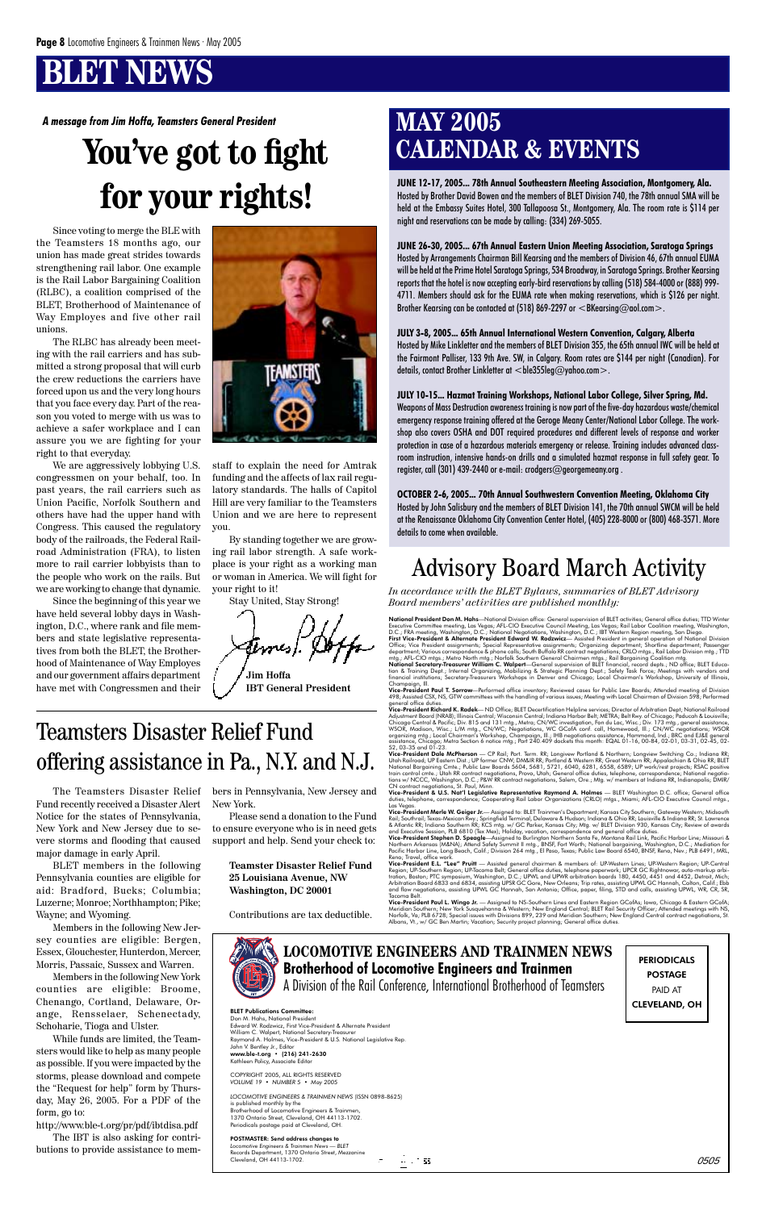# BLET NEWS

*A message from Jim Hoffa, Teamsters General President*

# You've got to fight for your rights!

Since voting to merge the BLE with the Teamsters 18 months ago, our union has made great strides towards strengthening rail labor. One example is the Rail Labor Bargaining Coalition (RLBC), a coalition comprised of the BLET, Brotherhood of Maintenance of Way Employes and five other rail unions.

The RLBC has already been meeting with the rail carriers and has submitted a strong proposal that will curb the crew reductions the carriers have forced upon us and the very long hours that you face every day. Part of the reason you voted to merge with us was to achieve a safer workplace and I can assure you we are fighting for your right to that everyday.

We are aggressively lobbying U.S. congressmen on your behalf, too. In past years, the rail carriers such as Union Pacific, Norfolk Southern and others have had the upper hand with Congress. This caused the regulatory body of the railroads, the Federal Railroad Administration (FRA), to listen more to rail carrier lobbyists than to the people who work on the rails. But we are working to change that dynamic.

Since the beginning of this year we have held several lobby days in Washington, D.C., where rank and file members and state legislative representatives from both the BLET, the Brotherhood of Maintenance of Way Employes and our government affairs department have met with Congressmen and their staff to explain the need for Amtrak funding and the affects of lax rail regulatory standards. The halls of Capitol Hill are very familiar to the Teamsters Union and we are here to represent you.

By standing together we are growing rail labor strength. A safe workplace is your right as a working man or woman in America. We will fight for your right to it!

Stay United, Stay Strong!

**Jim Hoffa**
**IBT General President**

# Teamsters Disaster Relief Fund offering assistance in Pa., N.Y. and N.J.

The Teamsters Disaster Relief Fund recently received a Disaster Alert Notice for the states of Pennsylvania, New York and New Jersey due to severe storms and flooding that caused major damage in early April.

BLET members in the following Pennsylvania counties are eligible for aid: Bradford, Bucks; Columbia; Luzerne; Monroe; Northhampton; Pike; Wayne; and Wyoming.

Members in the following New Jersey counties are eligible: Bergen, Essex, Glouchester, Hunterdon, Mercer, Morris, Passaic, Sussex and Warren.

Members in the following New York counties are eligible: Broome, Chenango, Cortland, Delaware, Orange, Rensselaer, Schenectady, Schoharie, Tioga and Ulster.

While funds are limited, the Teamsters would like to help as many people as possible. If you were impacted by the storms, please download and compete the "Request for help" form by Thursday, May 26, 2005. For a PDF of the form, go to:

http://www.ble-t.org/pr/pdf/ibtdisa.pdf

The IBT is also asking for contributions to provide assistance to members in Pennsylvania, New Jersey and New York.

Please send a donation to the Fund to ensure everyone who is in need gets support and help. Send your check to:

**Teamster Disaster Relief Fund**
**25 Louisiana Avenue, NW**
**Washington, DC 20001**

Contributions are tax deductible.

# MAY 2005 CALENDAR & EVENTS

**JUNE 12-17, 2005... 78th Annual Southeastern Meeting Association, Montgomery, Ala.**
Hosted by Brother David Bowen and the members of BLET Division 740, the 78th annual SMA will be held at the Embassy Suites Hotel, 300 Tallapoosa St., Montgomery, Ala. The room rate is $114 per night and reservations can be made by calling: (334) 269-5055.

**JUNE 26-30, 2005... 67th Annual Eastern Union Meeting Association, Saratoga Springs**
Hosted by Arrangements Chairman Bill Kearsing and the members of Division 46, 67th annual EUMA will be held at the Prime Hotel Saratoga Springs, 534 Broadway, in Saratoga Springs. Brother Kearsing reports that the hotel is now accepting early-bird reservations by calling (518) 584-4000 or (888) 999-4711. Members should ask for the EUMA rate when making reservations, which is $126 per night. Brother Kearsing can be contacted at (518) 869-2297 or <BKearsing@aol.com>.

**JULY 3-8, 2005... 65th Annual International Western Convention, Calgary, Alberta**
Hosted by Mike Linkletter and the members of BLET Division 355, the 65th annual IWC will be held at the Fairmont Palliser, 133 9th Ave. SW, in Calgary. Room rates are $144 per night (Canadian). For details, contact Brother Linkletter at <ble355leg@yahoo.com>.

**JULY 10-15... Hazmat Training Workshops, National Labor College, Silver Spring, Md.**
Weapons of Mass Destruction awareness training is now part of the five-day hazardous waste/chemical emergency response training offered at the Geroge Meany Center/National Labor College. The workshop also covers OSHA and DOT required procedures and different levels of response and worker protection in case of a hazardous materials emergency or release. Training includes advanced classroom instruction, intensive hands-on drills and a simulated hazmat response in full safety gear. To register, call (301) 439-2440 or e-mail: crodgers@georgemeany.org .

**OCTOBER 2-6, 2005... 70th Annual Southwestern Convention Meeting, Oklahoma City**
Hosted by John Salisbury and the members of BLET Division 141, the 70th annual SWCM will be held at the Renaissance Oklahoma City Convention Center Hotel, (405) 228-8000 or (800) 468-3571. More details to come when available.

# Advisory Board March Activity

*In accordance with the BLET Bylaws, summaries of BLET Advisory Board members' activities are published monthly:*

**National President Don M. Hahs**—National Division office: General supervision of BLET activities; General office duties; TTD Winter Executive Committee meeting, Las Vegas; AFL-CIO Executive Council Meeting, Las Vegas; Rail Labor Coalition meeting, Washington, D.C.; FRA meeting, Washington, D.C.; National Negotiations, Washington, D.C.; IBT Western Region meeting, San Diego.

**First Vice-President & Alternate President Edward W. Rodzwicz**— Assisted President in general operation of National Division Office; Vice President assignments; Special Representative assignments; Organizing department; Shortline department; Passenger department; Various correspondence & phone calls; South Buffalo RR contract negotiations; CRLO mtgs., Rail Labor Division mtg.; TTD mtg.; AFL-CIO mtgs.; Metro North mtg.; Norfolk Southern General Chairmen mtgs.; Rail Bargaining Coalition mtg.

**National Secretary-Treasurer William C. Walpert**—General supervision of BLET financial, record depts.; ND office; BLET Education & Training Dept.; Internal Organizing, Mobilizing & Strategic Planning Dept.; Safety Task Force; Meetings with vendors and financial institutions; Secretary-Treasurers Workshops in Denver and Chicago; Local Chairman's Workshop, University of Illinois, Champaign, Ill.

**Vice-President Paul T. Sorrow**—Performed office inventory; Reviewed cases for Public Law Boards; Attended meeting of Division 498; Assisted CSX, NS, GTW committees with the handling of various issues; Meeting with Local Chairman of Division 598; Performed general office duties.

**Vice-President Richard K. Radek**— ND Office; BLET Decertification Helpline services; Director of Arbitration Dept; National Railroad Adjustment Board (NRAB); Illinois Central; Wisconsin Central; Indiana Harbor Belt; METRA, Belt Rwy. of Chicago; Paducah & Louisville; Chicago Central & Pacific; Div. 815 and 131 mtg., Metra; CN/WC investigation, Fon du Lac, Wisc.; Div. 173 mtg., general assistance, WSOR, Madison, Wisc.; L/M mtg., CN/WC; Negotiations, WC GCofA conf. call, Homewood, Ill.; CN/WC negotiations; WSOR organizing mtg.; Local Chairman's Workshop, Champaign, Ill.; IHB negotiations assistance, Hammond, Ind.; BRC and EJ&E general assistance, Chicago; Metra Section 6 notice mtg.; Part 240.409 dockets this month: EQAL 01-16, 00-84, 02-01, 03-31, 02-45, 02-52, 03-35 and 01-23.

**Vice-President Dale McPherson** — CP Rail, Port. Term. RR; Longview Portland & Northern; Longview Switching Co.; Indiana RR; Utah Railroad; UP Eastern Dist.; UP former CNW; DM&IR RR; Portland & Western RR; Great Western RR; Appalachian & Ohio RR; BLET National Bargaining Cmte.; Public Law Boards 5604, 5681, 5721, 6040, 6281, 6558, 6589; UP work/rest projects; RSAC positive train control cmte.; Utah RR contract negotiations, Provo, Utah; General office duties, telephone, correspondence; National negotiations w/ NCCC, Washington, D.C.; P&W RR contract negotiations, Salem, Ore.; Mtg. w/ members at Indiana RR, Indianapolis; DMIR/CN contract negotiations, St. Paul, Minn.

**Vice-President & U.S. Nat'l Legislative Representative Raymond A. Holmes** — BLET Washington D.C. office; General office duties, telephone, correspondence; Cooperating Rail Labor Organizations (CRLO) mtgs., Miami; AFL-CIO Executive Council mtgs., Las Vegas.

**Vice-President Merle W. Geiger Jr.**— Assigned to: BLET Trainmen's Department; Kansas City Southern; Gateway Western; Midsouth Rail; Southrail; Texas-Mexican Rwy.; Springfield Terminal, Delaware & Hudson; Indiana & Ohio RR; Louisville & Indiana RR; St. Lawrence & Atlantic RR; Indiana Southern RR; KCS mtg. w/ GC Parker, Kansas City; Mtg. w/ BLET Division 930, Kansas City; Review of awards and Executive Session, PLB 6810 (Tex Mex); Holiday, vacation, correspondence and general office duties.

**Vice-President Stephen D. Speagle**—Assigned to Burlington Northern Santa Fe, Montana Rail Link, Pacific Harbor Line; Missouri & Northern Arkansas (M&NA); Attend Safety Summit II mtg., BNSF, Fort Worth; National bargaining, Washington, D.C.; Mediation for Pacific Harbor Line, Long Beach, Calif.; Division 264 mtg., El Paso, Texas; Public Law Board 6540, BNSF, Reno, Nev.; PLB 6491, MRL, Reno; Travel, office work.

**Vice-President E.L. "Lee" Pruitt** — Assisted general chairmen & members of: UP-Western Lines; UP-Western Region; UP-Central Region; UP-Southern Region; UP-Tacoma Belt; General office duties, telephone paperwork; UPCR GC Rightnowar, auto-markup arbitration, Boston; PTC symposium, Washington, D.C.; UPWL and UPWR arbitration boards 180, 4450, 4451 and 4452, Detroit, Mich; Arbitration Board 6833 and 6834, assisting UPSR GC Gore, New Orleans; Trip rates, assisting UPWL GC Hannah, Colton, Calif.; Ebb and flow negotiations, assisting UPWL GC Hannah, San Antonio; Office, paper, filing, STD and calls, assisting UPWL, WR, CR, SR, Tacoma Belt.

**Vice-President Paul L. Wingo Jr.** — Assigned to NS-Southern Lines and Eastern Region GCofAs; Iowa, Chicago & Eastern GCofA; Meridian Southern; New York Susquehanna & Western; New England Central; BLET Rail Security Officer; Attended meetings with NS, Norfolk, Va; PLB 6728; Special issues with Divisions 899, 239 and Meridian Southern; New England Central contract negotiations, St. Albans, Vt.; w/ GC Ben Martin; Vacation; Security project planning, General office duties.

## LOCOMOTIVE ENGINEERS AND TRAINMEN NEWS
**Brotherhood of Locomotive Engineers and Trainmen**
A Division of the Rail Conference, International Brotherhood of Teamsters

**PERIODICALS POSTAGE PAID AT CLEVELAND, OH**

**BLET Publications Committee:**
Don M. Hahs, National President
Edward W. Rodzwicz, First Vice-President & Alternate President
William C. Walpert, National Secretary-Treasurer
Raymond A. Holmes, Vice-President & U.S. National Legislative Rep.
John V. Bentley Jr., Editor
**www.ble-t.org • (216) 241-2630**
Kathleen Policy, Associate Editor

COPYRIGHT 2005, ALL RIGHTS RESERVED
*VOLUME 19 • NUMBER 5 • May 2005*

*LOCOMOTIVE ENGINEERS & TRAINMEN NEWS* (ISSN 0898-8625) is published monthly by the Brotherhood of Locomotive Engineers & Trainmen, 1370 Ontario Street, Cleveland, OH 44113-1702. Periodicals postage paid at Cleveland, OH.

**POSTMASTER: Send address changes to** *Locomotive Engineers & Trainmen News — BLET* Records Department, 1370 Ontario Street, Mezzanine Cleveland, OH 44113-1702.

0505